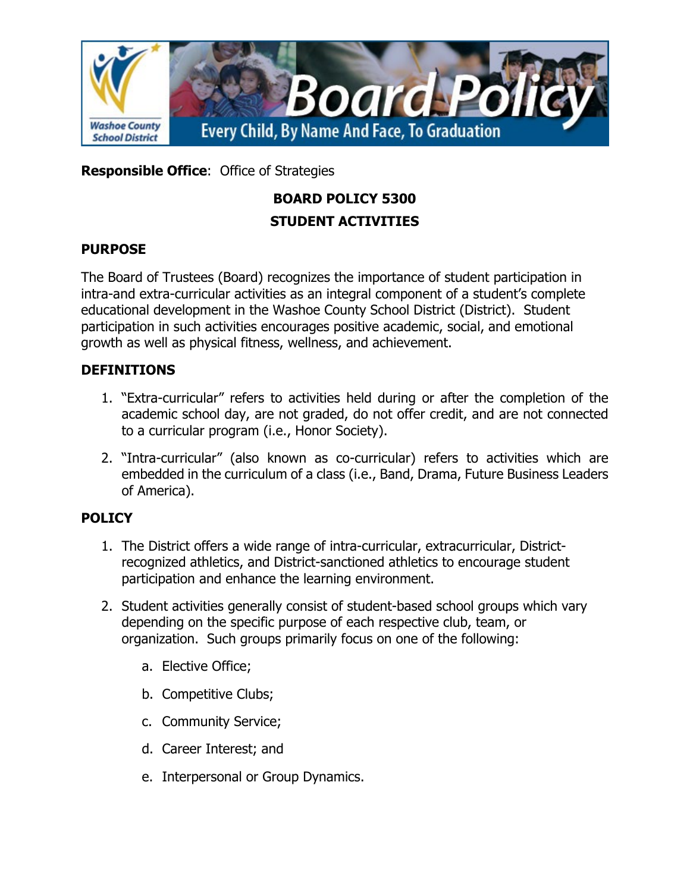**Responsible Office**: Office of Strategies

# BOARD POLICY 5300
# STUDENT ACTIVITIES

## PURPOSE

The Board of Trustees (Board) recognizes the importance of student participation in intra-and extra-curricular activities as an integral component of a student's complete educational development in the Washoe County School District (District). Student participation in such activities encourages positive academic, social, and emotional growth as well as physical fitness, wellness, and achievement.

## DEFINITIONS

1. "Extra-curricular" refers to activities held during or after the completion of the academic school day, are not graded, do not offer credit, and are not connected to a curricular program (i.e., Honor Society).
2. "Intra-curricular" (also known as co-curricular) refers to activities which are embedded in the curriculum of a class (i.e., Band, Drama, Future Business Leaders of America).

## POLICY

1. The District offers a wide range of intra-curricular, extracurricular, District-recognized athletics, and District-sanctioned athletics to encourage student participation and enhance the learning environment.
2. Student activities generally consist of student-based school groups which vary depending on the specific purpose of each respective club, team, or organization. Such groups primarily focus on one of the following:
   a. Elective Office;
   b. Competitive Clubs;
   c. Community Service;
   d. Career Interest; and
   e. Interpersonal or Group Dynamics.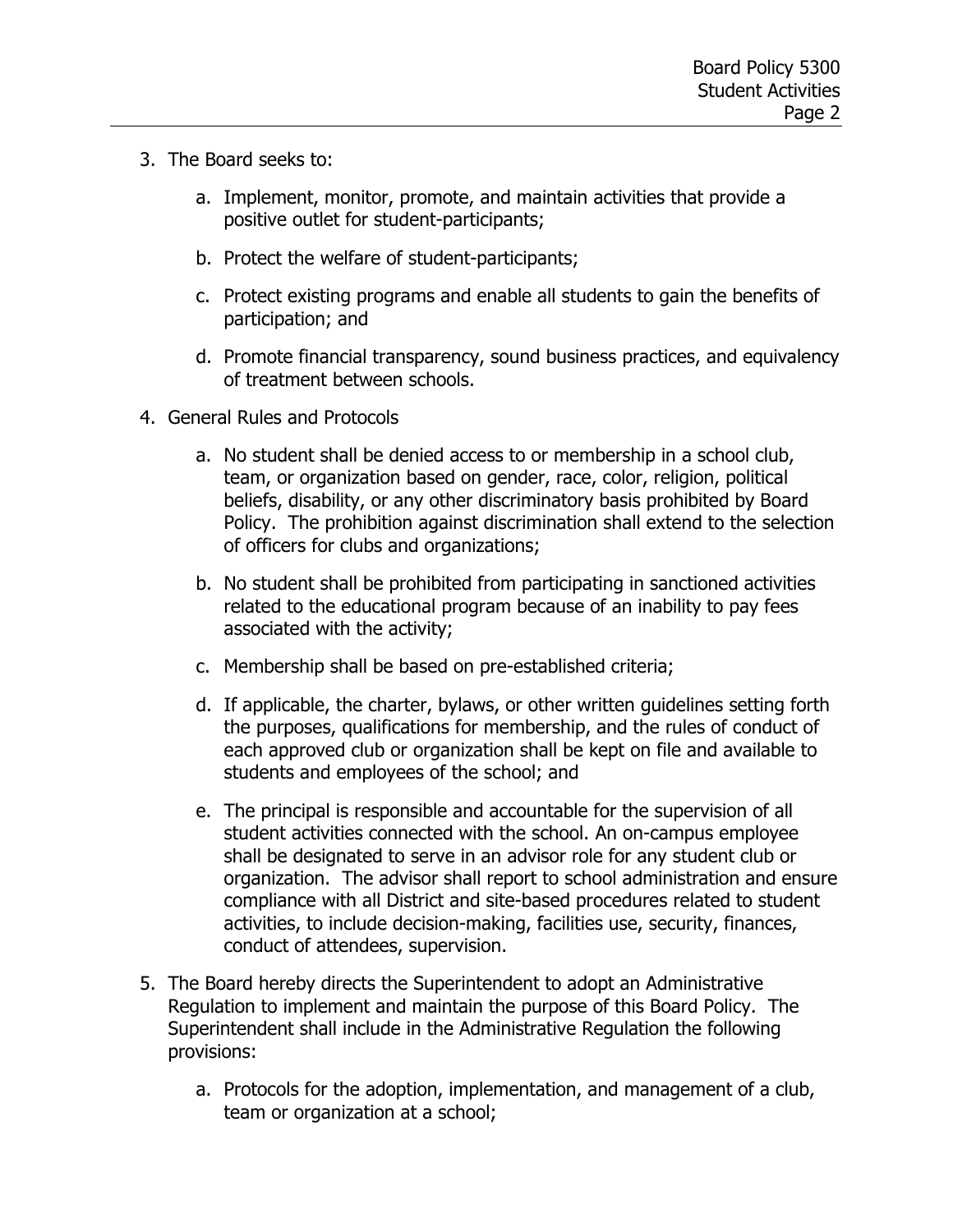3. The Board seeks to:

    a. Implement, monitor, promote, and maintain activities that provide a positive outlet for student-participants;

    b. Protect the welfare of student-participants;

    c. Protect existing programs and enable all students to gain the benefits of participation; and

    d. Promote financial transparency, sound business practices, and equivalency of treatment between schools.

4. General Rules and Protocols

    a. No student shall be denied access to or membership in a school club, team, or organization based on gender, race, color, religion, political beliefs, disability, or any other discriminatory basis prohibited by Board Policy. The prohibition against discrimination shall extend to the selection of officers for clubs and organizations;

    b. No student shall be prohibited from participating in sanctioned activities related to the educational program because of an inability to pay fees associated with the activity;

    c. Membership shall be based on pre-established criteria;

    d. If applicable, the charter, bylaws, or other written guidelines setting forth the purposes, qualifications for membership, and the rules of conduct of each approved club or organization shall be kept on file and available to students and employees of the school; and

    e. The principal is responsible and accountable for the supervision of all student activities connected with the school. An on-campus employee shall be designated to serve in an advisor role for any student club or organization. The advisor shall report to school administration and ensure compliance with all District and site-based procedures related to student activities, to include decision-making, facilities use, security, finances, conduct of attendees, supervision.

5. The Board hereby directs the Superintendent to adopt an Administrative Regulation to implement and maintain the purpose of this Board Policy. The Superintendent shall include in the Administrative Regulation the following provisions:

    a. Protocols for the adoption, implementation, and management of a club, team or organization at a school;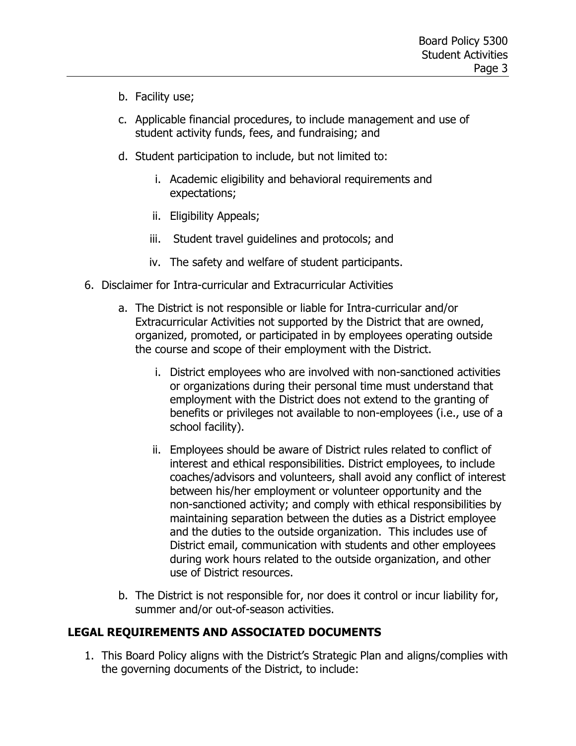b. Facility use;

c. Applicable financial procedures, to include management and use of student activity funds, fees, and fundraising; and

d. Student participation to include, but not limited to:

   i. Academic eligibility and behavioral requirements and expectations;

   ii. Eligibility Appeals;

   iii. Student travel guidelines and protocols; and

   iv. The safety and welfare of student participants.

6. Disclaimer for Intra-curricular and Extracurricular Activities

   a. The District is not responsible or liable for Intra-curricular and/or Extracurricular Activities not supported by the District that are owned, organized, promoted, or participated in by employees operating outside the course and scope of their employment with the District.

      i. District employees who are involved with non-sanctioned activities or organizations during their personal time must understand that employment with the District does not extend to the granting of benefits or privileges not available to non-employees (i.e., use of a school facility).

      ii. Employees should be aware of District rules related to conflict of interest and ethical responsibilities. District employees, to include coaches/advisors and volunteers, shall avoid any conflict of interest between his/her employment or volunteer opportunity and the non-sanctioned activity; and comply with ethical responsibilities by maintaining separation between the duties as a District employee and the duties to the outside organization. This includes use of District email, communication with students and other employees during work hours related to the outside organization, and other use of District resources.

   b. The District is not responsible for, nor does it control or incur liability for, summer and/or out-of-season activities.

## LEGAL REQUIREMENTS AND ASSOCIATED DOCUMENTS

1. This Board Policy aligns with the District's Strategic Plan and aligns/complies with the governing documents of the District, to include: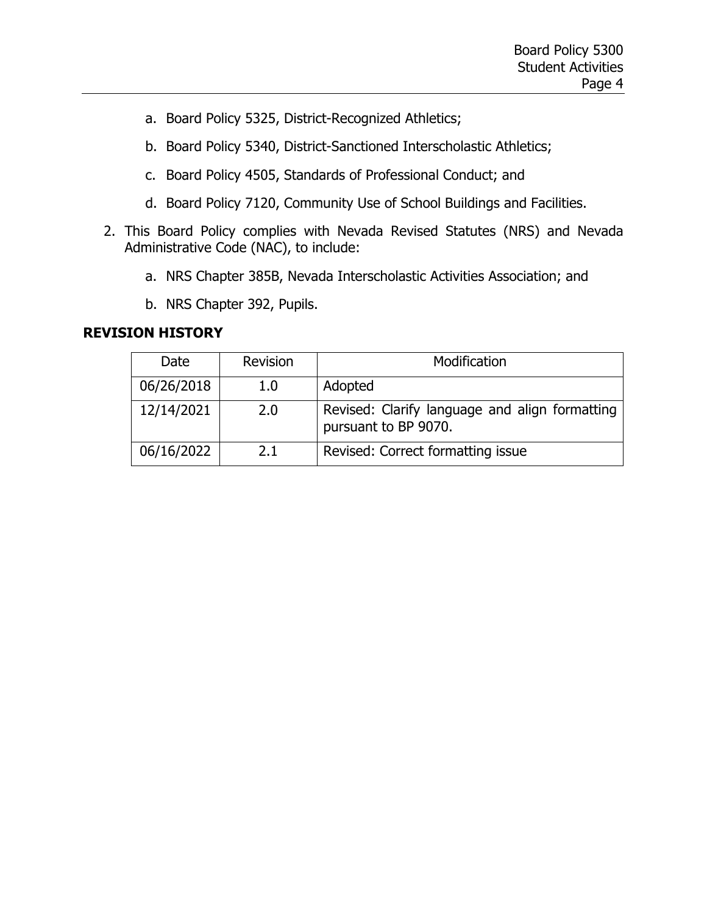a. Board Policy 5325, District-Recognized Athletics;

b. Board Policy 5340, District-Sanctioned Interscholastic Athletics;

c. Board Policy 4505, Standards of Professional Conduct; and

d. Board Policy 7120, Community Use of School Buildings and Facilities.

2. This Board Policy complies with Nevada Revised Statutes (NRS) and Nevada Administrative Code (NAC), to include:

   a. NRS Chapter 385B, Nevada Interscholastic Activities Association; and

   b. NRS Chapter 392, Pupils.

## REVISION HISTORY

| Date | Revision | Modification |
| --- | --- | --- |
| 06/26/2018 | 1.0 | Adopted |
| 12/14/2021 | 2.0 | Revised: Clarify language and align formatting pursuant to BP 9070. |
| 06/16/2022 | 2.1 | Revised: Correct formatting issue |